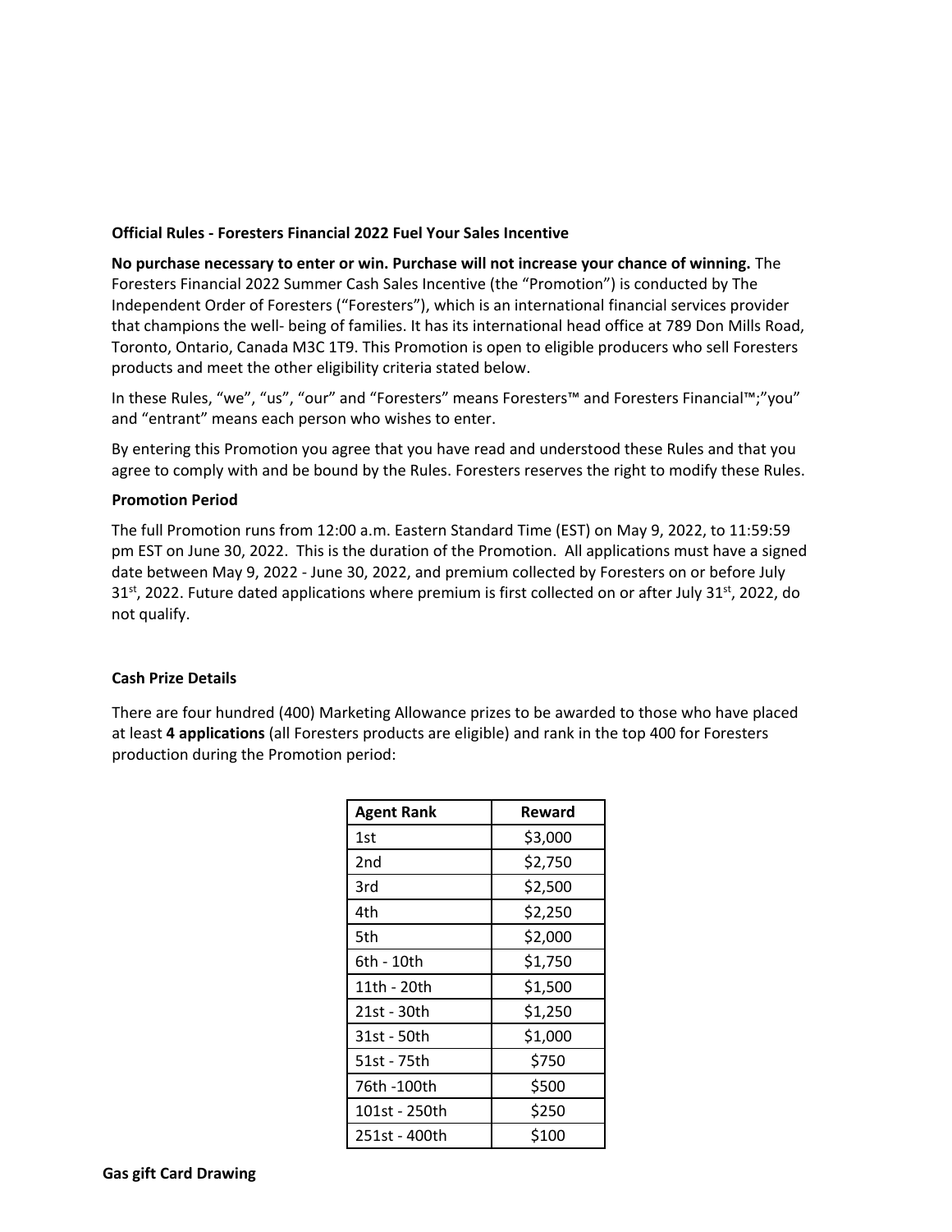**Official Rules - Foresters Financial 2022 Fuel Your Sales Incentive**

**No purchase necessary to enter or win. Purchase will not increase your chance of winning.** The Foresters Financial 2022 Summer Cash Sales Incentive (the "Promotion") is conducted by The Independent Order of Foresters ("Foresters"), which is an international financial services provider that champions the well- being of families. It has its international head office at 789 Don Mills Road, Toronto, Ontario, Canada M3C 1T9. This Promotion is open to eligible producers who sell Foresters products and meet the other eligibility criteria stated below.

In these Rules, "we", "us", "our" and "Foresters" means Foresters™ and Foresters Financial™;"you" and "entrant" means each person who wishes to enter.

By entering this Promotion you agree that you have read and understood these Rules and that you agree to comply with and be bound by the Rules. Foresters reserves the right to modify these Rules.

**Promotion Period**

The full Promotion runs from 12:00 a.m. Eastern Standard Time (EST) on May 9, 2022, to 11:59:59 pm EST on June 30, 2022. This is the duration of the Promotion. All applications must have a signed date between May 9, 2022 - June 30, 2022, and premium collected by Foresters on or before July 31st, 2022. Future dated applications where premium is first collected on or after July 31st, 2022, do not qualify.

**Cash Prize Details**

There are four hundred (400) Marketing Allowance prizes to be awarded to those who have placed at least **4 applications** (all Foresters products are eligible) and rank in the top 400 for Foresters production during the Promotion period:

| Agent Rank | Reward |
|---|---|
| 1st | $3,000 |
| 2nd | $2,750 |
| 3rd | $2,500 |
| 4th | $2,250 |
| 5th | $2,000 |
| 6th - 10th | $1,750 |
| 11th - 20th | $1,500 |
| 21st - 30th | $1,250 |
| 31st - 50th | $1,000 |
| 51st - 75th | $750 |
| 76th -100th | $500 |
| 101st - 250th | $250 |
| 251st - 400th | $100 |

**Gas gift Card Drawing**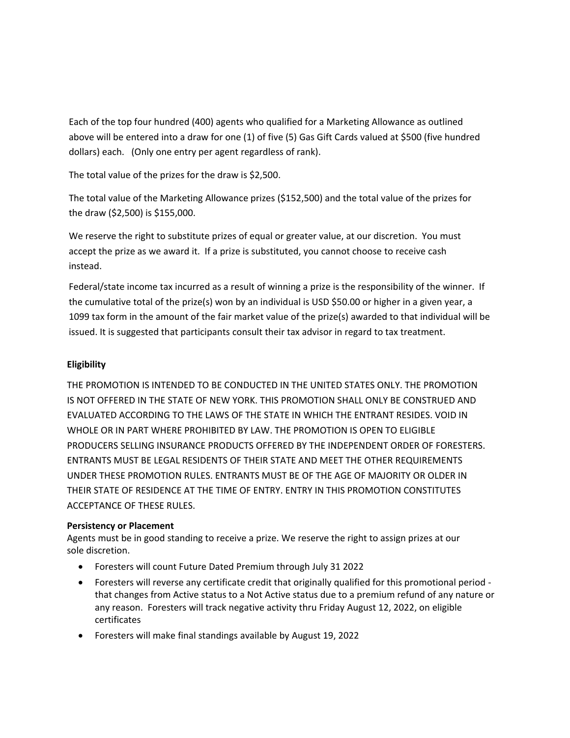Each of the top four hundred (400) agents who qualified for a Marketing Allowance as outlined above will be entered into a draw for one (1) of five (5) Gas Gift Cards valued at $500 (five hundred dollars) each. (Only one entry per agent regardless of rank).

The total value of the prizes for the draw is $2,500.

The total value of the Marketing Allowance prizes ($152,500) and the total value of the prizes for the draw ($2,500) is $155,000.

We reserve the right to substitute prizes of equal or greater value, at our discretion. You must accept the prize as we award it. If a prize is substituted, you cannot choose to receive cash instead.

Federal/state income tax incurred as a result of winning a prize is the responsibility of the winner. If the cumulative total of the prize(s) won by an individual is USD $50.00 or higher in a given year, a 1099 tax form in the amount of the fair market value of the prize(s) awarded to that individual will be issued. It is suggested that participants consult their tax advisor in regard to tax treatment.

**Eligibility**

THE PROMOTION IS INTENDED TO BE CONDUCTED IN THE UNITED STATES ONLY. THE PROMOTION IS NOT OFFERED IN THE STATE OF NEW YORK. THIS PROMOTION SHALL ONLY BE CONSTRUED AND EVALUATED ACCORDING TO THE LAWS OF THE STATE IN WHICH THE ENTRANT RESIDES. VOID IN WHOLE OR IN PART WHERE PROHIBITED BY LAW. THE PROMOTION IS OPEN TO ELIGIBLE PRODUCERS SELLING INSURANCE PRODUCTS OFFERED BY THE INDEPENDENT ORDER OF FORESTERS. ENTRANTS MUST BE LEGAL RESIDENTS OF THEIR STATE AND MEET THE OTHER REQUIREMENTS UNDER THESE PROMOTION RULES. ENTRANTS MUST BE OF THE AGE OF MAJORITY OR OLDER IN THEIR STATE OF RESIDENCE AT THE TIME OF ENTRY. ENTRY IN THIS PROMOTION CONSTITUTES ACCEPTANCE OF THESE RULES.

**Persistency or Placement**

Agents must be in good standing to receive a prize. We reserve the right to assign prizes at our sole discretion.

- Foresters will count Future Dated Premium through July 31 2022
- Foresters will reverse any certificate credit that originally qualified for this promotional period - that changes from Active status to a Not Active status due to a premium refund of any nature or any reason. Foresters will track negative activity thru Friday August 12, 2022, on eligible certificates
- Foresters will make final standings available by August 19, 2022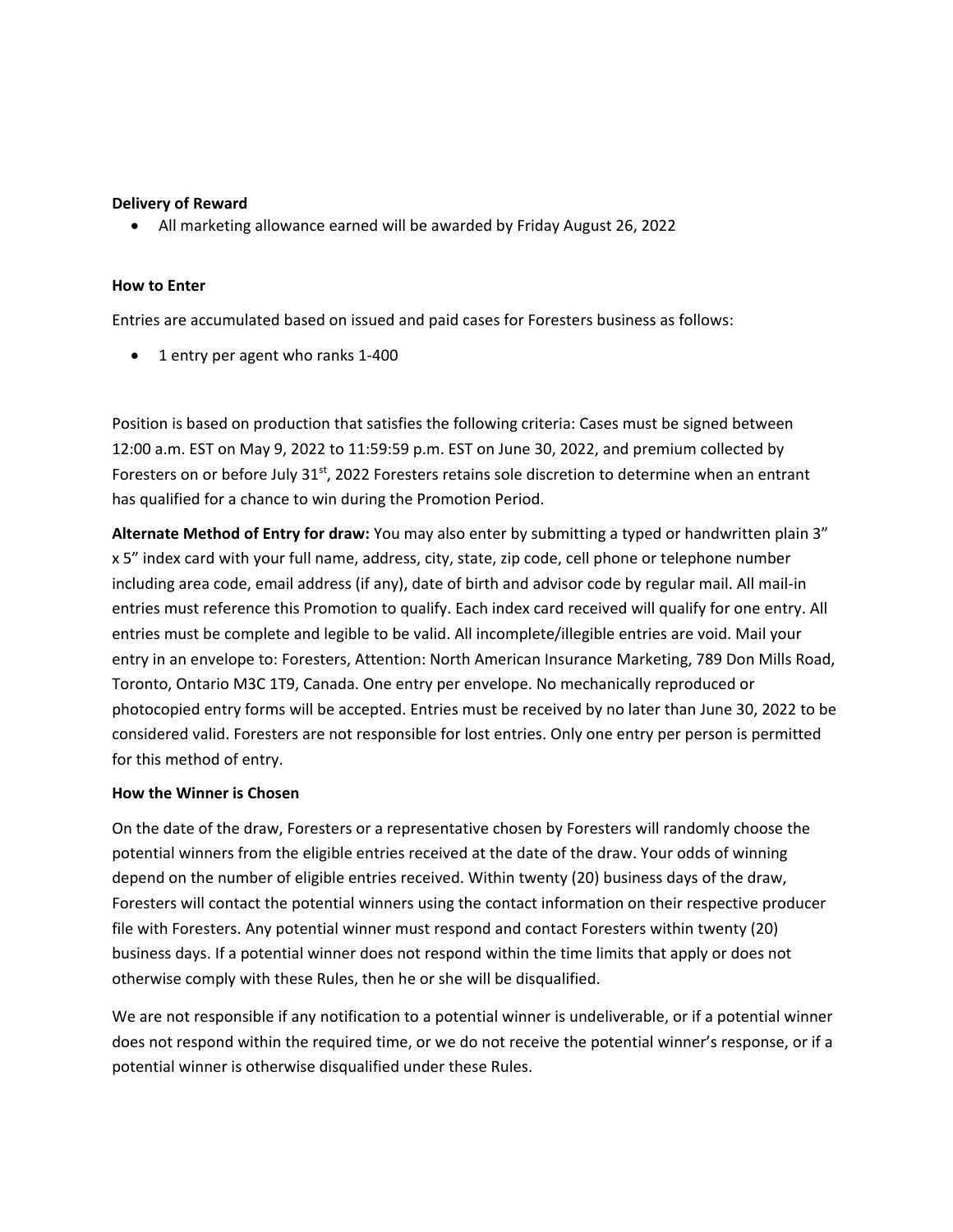**Delivery of Reward**

- All marketing allowance earned will be awarded by Friday August 26, 2022

**How to Enter**

Entries are accumulated based on issued and paid cases for Foresters business as follows:

- 1 entry per agent who ranks 1-400

Position is based on production that satisfies the following criteria: Cases must be signed between 12:00 a.m. EST on May 9, 2022 to 11:59:59 p.m. EST on June 30, 2022, and premium collected by Foresters on or before July 31st, 2022 Foresters retains sole discretion to determine when an entrant has qualified for a chance to win during the Promotion Period.

**Alternate Method of Entry for draw:** You may also enter by submitting a typed or handwritten plain 3" x 5" index card with your full name, address, city, state, zip code, cell phone or telephone number including area code, email address (if any), date of birth and advisor code by regular mail. All mail-in entries must reference this Promotion to qualify. Each index card received will qualify for one entry. All entries must be complete and legible to be valid. All incomplete/illegible entries are void. Mail your entry in an envelope to: Foresters, Attention: North American Insurance Marketing, 789 Don Mills Road, Toronto, Ontario M3C 1T9, Canada. One entry per envelope. No mechanically reproduced or photocopied entry forms will be accepted. Entries must be received by no later than June 30, 2022 to be considered valid. Foresters are not responsible for lost entries. Only one entry per person is permitted for this method of entry.

**How the Winner is Chosen**

On the date of the draw, Foresters or a representative chosen by Foresters will randomly choose the potential winners from the eligible entries received at the date of the draw. Your odds of winning depend on the number of eligible entries received. Within twenty (20) business days of the draw, Foresters will contact the potential winners using the contact information on their respective producer file with Foresters. Any potential winner must respond and contact Foresters within twenty (20) business days. If a potential winner does not respond within the time limits that apply or does not otherwise comply with these Rules, then he or she will be disqualified.

We are not responsible if any notification to a potential winner is undeliverable, or if a potential winner does not respond within the required time, or we do not receive the potential winner's response, or if a potential winner is otherwise disqualified under these Rules.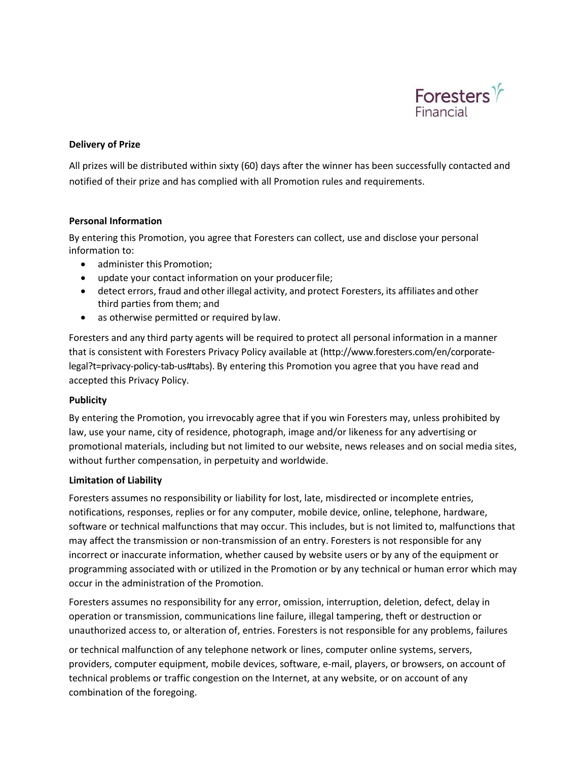**Delivery of Prize**

All prizes will be distributed within sixty (60) days after the winner has been successfully contacted and notified of their prize and has complied with all Promotion rules and requirements.

**Personal Information**

By entering this Promotion, you agree that Foresters can collect, use and disclose your personal information to:

- administer this Promotion;
- update your contact information on your producer file;
- detect errors, fraud and other illegal activity, and protect Foresters, its affiliates and other third parties from them; and
- as otherwise permitted or required by law.

Foresters and any third party agents will be required to protect all personal information in a manner that is consistent with Foresters Privacy Policy available at (http://www.foresters.com/en/corporate-legal?t=privacy-policy-tab-us#tabs). By entering this Promotion you agree that you have read and accepted this Privacy Policy.

**Publicity**

By entering the Promotion, you irrevocably agree that if you win Foresters may, unless prohibited by law, use your name, city of residence, photograph, image and/or likeness for any advertising or promotional materials, including but not limited to our website, news releases and on social media sites, without further compensation, in perpetuity and worldwide.

**Limitation of Liability**

Foresters assumes no responsibility or liability for lost, late, misdirected or incomplete entries, notifications, responses, replies or for any computer, mobile device, online, telephone, hardware, software or technical malfunctions that may occur. This includes, but is not limited to, malfunctions that may affect the transmission or non-transmission of an entry. Foresters is not responsible for any incorrect or inaccurate information, whether caused by website users or by any of the equipment or programming associated with or utilized in the Promotion or by any technical or human error which may occur in the administration of the Promotion.

Foresters assumes no responsibility for any error, omission, interruption, deletion, defect, delay in operation or transmission, communications line failure, illegal tampering, theft or destruction or unauthorized access to, or alteration of, entries. Foresters is not responsible for any problems, failures or technical malfunction of any telephone network or lines, computer online systems, servers, providers, computer equipment, mobile devices, software, e-mail, players, or browsers, on account of technical problems or traffic congestion on the Internet, at any website, or on account of any combination of the foregoing.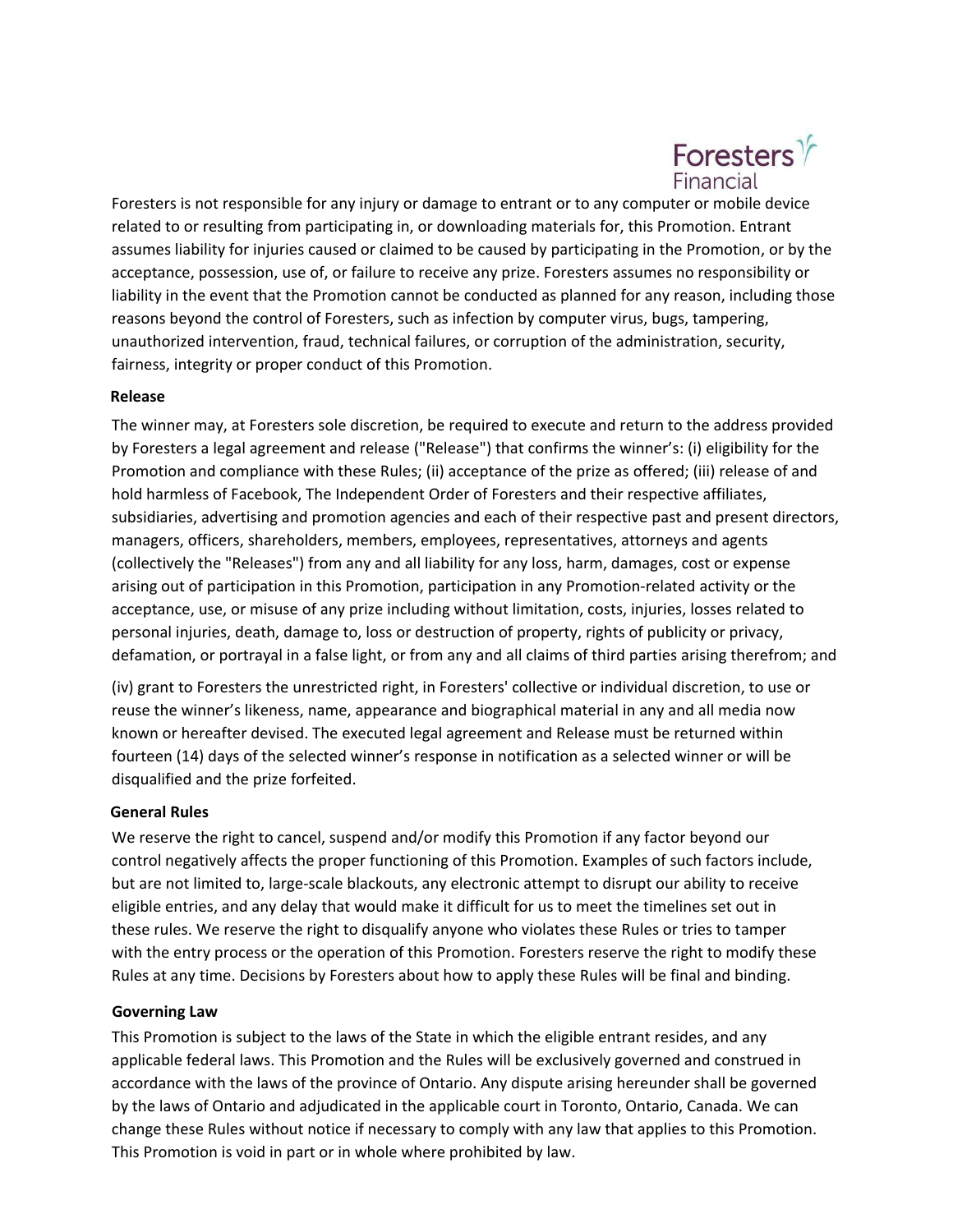Foresters is not responsible for any injury or damage to entrant or to any computer or mobile device related to or resulting from participating in, or downloading materials for, this Promotion. Entrant assumes liability for injuries caused or claimed to be caused by participating in the Promotion, or by the acceptance, possession, use of, or failure to receive any prize. Foresters assumes no responsibility or liability in the event that the Promotion cannot be conducted as planned for any reason, including those reasons beyond the control of Foresters, such as infection by computer virus, bugs, tampering, unauthorized intervention, fraud, technical failures, or corruption of the administration, security, fairness, integrity or proper conduct of this Promotion.

**Release**

The winner may, at Foresters sole discretion, be required to execute and return to the address provided by Foresters a legal agreement and release ("Release") that confirms the winner's: (i) eligibility for the Promotion and compliance with these Rules; (ii) acceptance of the prize as offered; (iii) release of and hold harmless of Facebook, The Independent Order of Foresters and their respective affiliates, subsidiaries, advertising and promotion agencies and each of their respective past and present directors, managers, officers, shareholders, members, employees, representatives, attorneys and agents (collectively the "Releases") from any and all liability for any loss, harm, damages, cost or expense arising out of participation in this Promotion, participation in any Promotion-related activity or the acceptance, use, or misuse of any prize including without limitation, costs, injuries, losses related to personal injuries, death, damage to, loss or destruction of property, rights of publicity or privacy, defamation, or portrayal in a false light, or from any and all claims of third parties arising therefrom; and

(iv) grant to Foresters the unrestricted right, in Foresters' collective or individual discretion, to use or reuse the winner's likeness, name, appearance and biographical material in any and all media now known or hereafter devised. The executed legal agreement and Release must be returned within fourteen (14) days of the selected winner's response in notification as a selected winner or will be disqualified and the prize forfeited.

**General Rules**

We reserve the right to cancel, suspend and/or modify this Promotion if any factor beyond our control negatively affects the proper functioning of this Promotion. Examples of such factors include, but are not limited to, large-scale blackouts, any electronic attempt to disrupt our ability to receive eligible entries, and any delay that would make it difficult for us to meet the timelines set out in these rules. We reserve the right to disqualify anyone who violates these Rules or tries to tamper with the entry process or the operation of this Promotion. Foresters reserve the right to modify these Rules at any time. Decisions by Foresters about how to apply these Rules will be final and binding.

**Governing Law**

This Promotion is subject to the laws of the State in which the eligible entrant resides, and any applicable federal laws. This Promotion and the Rules will be exclusively governed and construed in accordance with the laws of the province of Ontario. Any dispute arising hereunder shall be governed by the laws of Ontario and adjudicated in the applicable court in Toronto, Ontario, Canada. We can change these Rules without notice if necessary to comply with any law that applies to this Promotion. This Promotion is void in part or in whole where prohibited by law.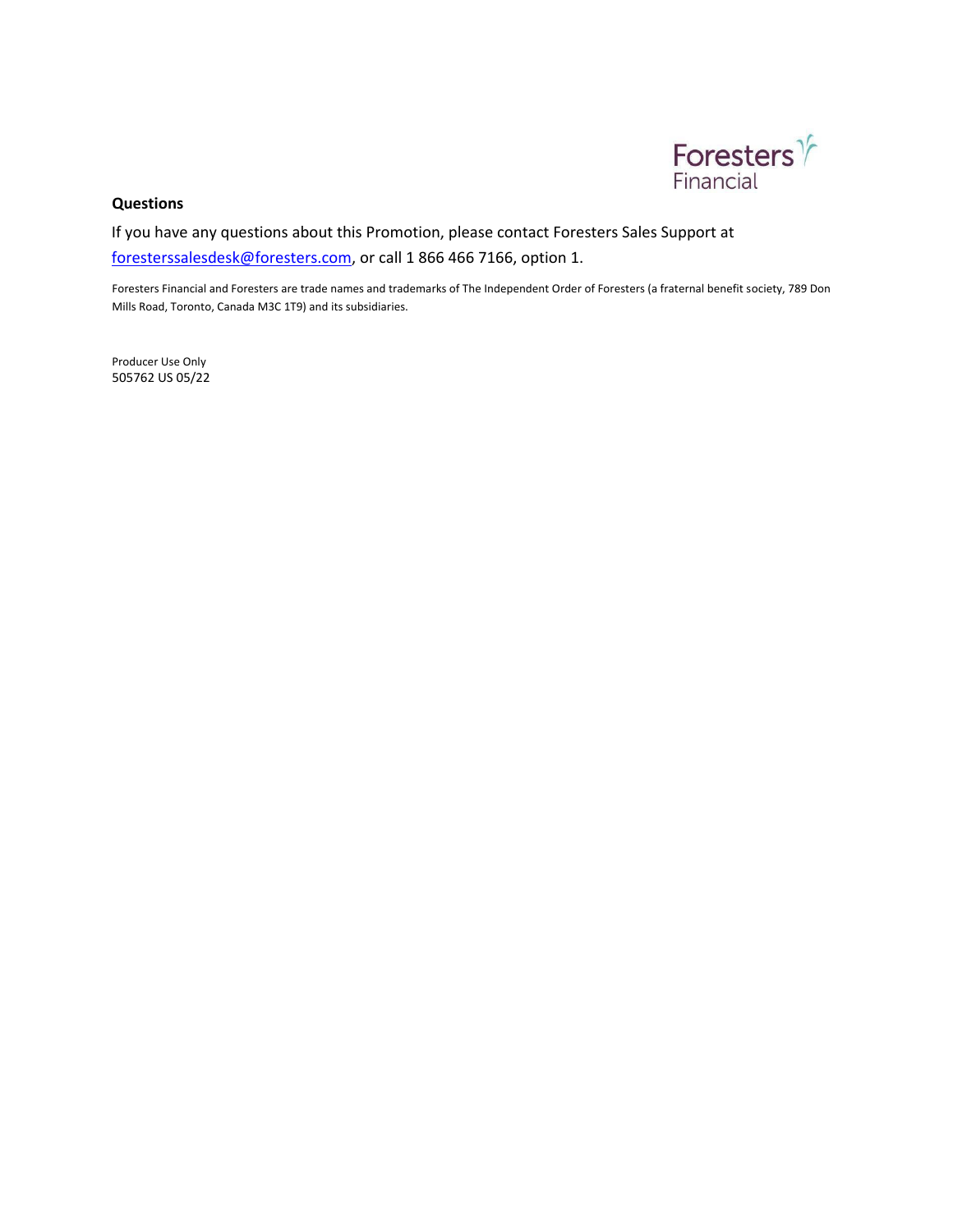## Questions

If you have any questions about this Promotion, please contact Foresters Sales Support at foresterssalesdesk@foresters.com, or call 1 866 466 7166, option 1.

Foresters Financial and Foresters are trade names and trademarks of The Independent Order of Foresters (a fraternal benefit society, 789 Don Mills Road, Toronto, Canada M3C 1T9) and its subsidiaries.

Producer Use Only
505762 US 05/22